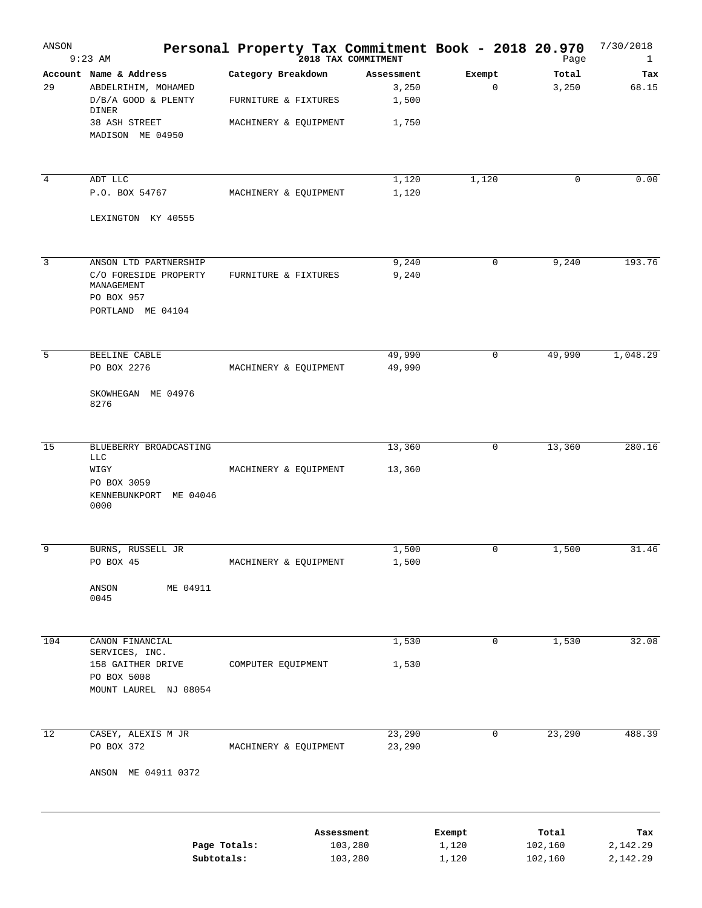# Personal Property Tax Commitment Book - 2018 20.970

ANSON 9:23 AM — 2018 TAX COMMITMENT — 7/30/2018

| Account | Name & Address | Category Breakdown | Assessment | Exempt | Total | Tax |
|---|---|---|---|---|---|---|
| 29 | ABDELRIHIM, MOHAMED | | 3,250 | 0 | 3,250 | 68.15 |
| | D/B/A GOOD & PLENTY DINER | FURNITURE & FIXTURES | 1,500 | | | |
| | 38 ASH STREET | MACHINERY & EQUIPMENT | 1,750 | | | |
| | MADISON ME 04950 | | | | | |
| 4 | ADT LLC | | 1,120 | 1,120 | 0 | 0.00 |
| | P.O. BOX 54767 | MACHINERY & EQUIPMENT | 1,120 | | | |
| | LEXINGTON KY 40555 | | | | | |
| 3 | ANSON LTD PARTNERSHIP | | 9,240 | 0 | 9,240 | 193.76 |
| | C/O FORESIDE PROPERTY MANAGEMENT | FURNITURE & FIXTURES | 9,240 | | | |
| | PO BOX 957 | | | | | |
| | PORTLAND ME 04104 | | | | | |
| 5 | BEELINE CABLE | | 49,990 | 0 | 49,990 | 1,048.29 |
| | PO BOX 2276 | MACHINERY & EQUIPMENT | 49,990 | | | |
| | SKOWHEGAN ME 04976 8276 | | | | | |
| 15 | BLUEBERRY BROADCASTING LLC | | 13,360 | 0 | 13,360 | 280.16 |
| | WIGY | MACHINERY & EQUIPMENT | 13,360 | | | |
| | PO BOX 3059 | | | | | |
| | KENNEBUNKPORT ME 04046 0000 | | | | | |
| 9 | BURNS, RUSSELL JR | | 1,500 | 0 | 1,500 | 31.46 |
| | PO BOX 45 | MACHINERY & EQUIPMENT | 1,500 | | | |
| | ANSON ME 04911 0045 | | | | | |
| 104 | CANON FINANCIAL SERVICES, INC. | | 1,530 | 0 | 1,530 | 32.08 |
| | 158 GAITHER DRIVE | COMPUTER EQUIPMENT | 1,530 | | | |
| | PO BOX 5008 | | | | | |
| | MOUNT LAUREL NJ 08054 | | | | | |
| 12 | CASEY, ALEXIS M JR | | 23,290 | 0 | 23,290 | 488.39 |
| | PO BOX 372 | MACHINERY & EQUIPMENT | 23,290 | | | |
| | ANSON ME 04911 0372 | | | | | |

| | Assessment | Exempt | Total | Tax |
|---|---|---|---|---|
| Page Totals: | 103,280 | 1,120 | 102,160 | 2,142.29 |
| Subtotals: | 103,280 | 1,120 | 102,160 | 2,142.29 |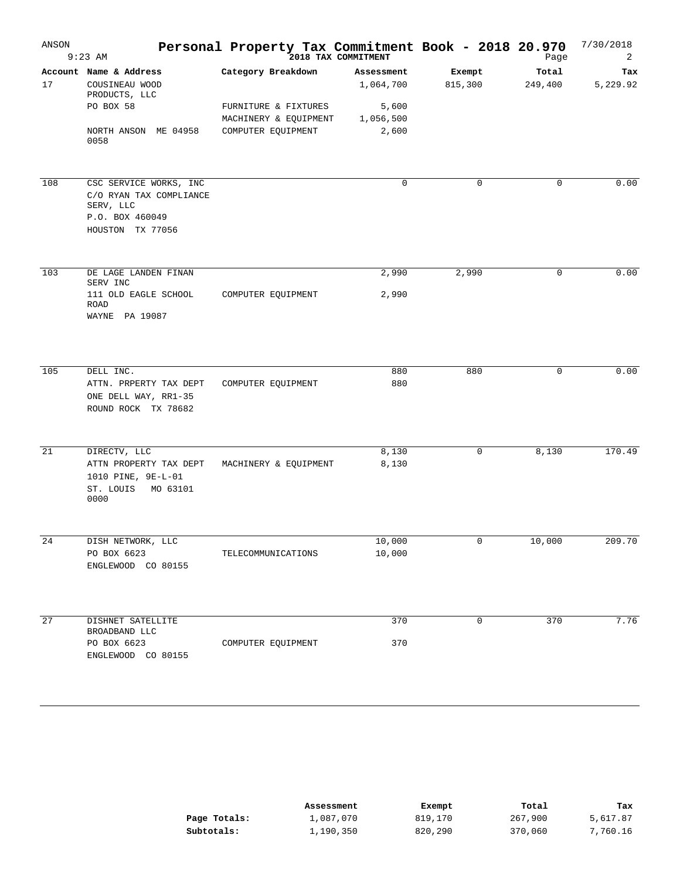# Personal Property Tax Commitment Book - 2018 20.970

2018 TAX COMMITMENT

ANSON
9:23 AM

7/30/2018

| Account | Name & Address | Category Breakdown | Assessment | Exempt | Total | Tax |
|---|---|---|---|---|---|---|
| 17 | COUSINEAU WOOD PRODUCTS, LLC | | 1,064,700 | 815,300 | 249,400 | 5,229.92 |
| | PO BOX 58 | FURNITURE & FIXTURES | 5,600 | | | |
| | | MACHINERY & EQUIPMENT | 1,056,500 | | | |
| | NORTH ANSON ME 04958 0058 | COMPUTER EQUIPMENT | 2,600 | | | |
| 108 | CSC SERVICE WORKS, INC | | 0 | 0 | 0 | 0.00 |
| | C/O RYAN TAX COMPLIANCE SERV, LLC | | | | | |
| | P.O. BOX 460049 | | | | | |
| | HOUSTON TX 77056 | | | | | |
| 103 | DE LAGE LANDEN FINAN SERV INC | | 2,990 | 2,990 | 0 | 0.00 |
| | 111 OLD EAGLE SCHOOL ROAD | COMPUTER EQUIPMENT | 2,990 | | | |
| | WAYNE PA 19087 | | | | | |
| 105 | DELL INC. | | 880 | 880 | 0 | 0.00 |
| | ATTN. PRPERTY TAX DEPT | COMPUTER EQUIPMENT | 880 | | | |
| | ONE DELL WAY, RR1-35 | | | | | |
| | ROUND ROCK TX 78682 | | | | | |
| 21 | DIRECTV, LLC | | 8,130 | 0 | 8,130 | 170.49 |
| | ATTN PROPERTY TAX DEPT | MACHINERY & EQUIPMENT | 8,130 | | | |
| | 1010 PINE, 9E-L-01 | | | | | |
| | ST. LOUIS MO 63101 0000 | | | | | |
| 24 | DISH NETWORK, LLC | | 10,000 | 0 | 10,000 | 209.70 |
| | PO BOX 6623 | TELECOMMUNICATIONS | 10,000 | | | |
| | ENGLEWOOD CO 80155 | | | | | |
| 27 | DISHNET SATELLITE BROADBAND LLC | | 370 | 0 | 370 | 7.76 |
| | PO BOX 6623 | COMPUTER EQUIPMENT | 370 | | | |
| | ENGLEWOOD CO 80155 | | | | | |

| | Assessment | Exempt | Total | Tax |
|---|---|---|---|---|
| **Page Totals:** | 1,087,070 | 819,170 | 267,900 | 5,617.87 |
| **Subtotals:** | 1,190,350 | 820,290 | 370,060 | 7,760.16 |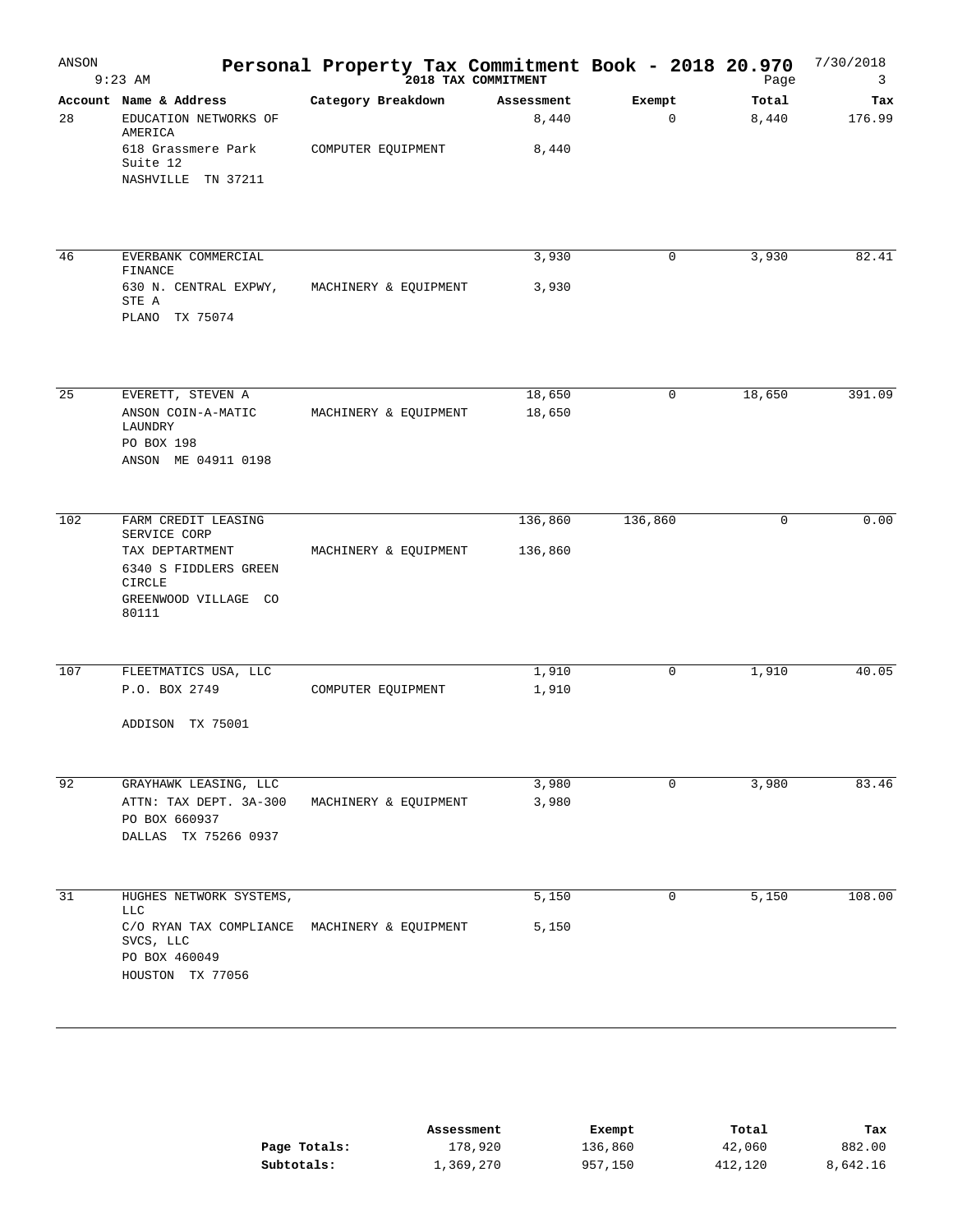# Personal Property Tax Commitment Book - 2018 20.970

ANSON 9:23 AM — 2018 TAX COMMITMENT — 7/30/2018

| Account | Name & Address | Category Breakdown | Assessment | Exempt | Total | Tax |
|---|---|---|---|---|---|---|
| 28 | EDUCATION NETWORKS OF AMERICA | | 8,440 | 0 | 8,440 | 176.99 |
| | 618 Grassmere Park Suite 12 | COMPUTER EQUIPMENT | 8,440 | | | |
| | NASHVILLE TN 37211 | | | | | |
| 46 | EVERBANK COMMERCIAL FINANCE | | 3,930 | 0 | 3,930 | 82.41 |
| | 630 N. CENTRAL EXPWY, STE A | MACHINERY & EQUIPMENT | 3,930 | | | |
| | PLANO TX 75074 | | | | | |
| 25 | EVERETT, STEVEN A | | 18,650 | 0 | 18,650 | 391.09 |
| | ANSON COIN-A-MATIC LAUNDRY | MACHINERY & EQUIPMENT | 18,650 | | | |
| | PO BOX 198 | | | | | |
| | ANSON ME 04911 0198 | | | | | |
| 102 | FARM CREDIT LEASING SERVICE CORP | | 136,860 | 136,860 | 0 | 0.00 |
| | TAX DEPTARTMENT | MACHINERY & EQUIPMENT | 136,860 | | | |
| | 6340 S FIDDLERS GREEN CIRCLE | | | | | |
| | GREENWOOD VILLAGE CO 80111 | | | | | |
| 107 | FLEETMATICS USA, LLC | | 1,910 | 0 | 1,910 | 40.05 |
| | P.O. BOX 2749 | COMPUTER EQUIPMENT | 1,910 | | | |
| | ADDISON TX 75001 | | | | | |
| 92 | GRAYHAWK LEASING, LLC | | 3,980 | 0 | 3,980 | 83.46 |
| | ATTN: TAX DEPT. 3A-300 | MACHINERY & EQUIPMENT | 3,980 | | | |
| | PO BOX 660937 | | | | | |
| | DALLAS TX 75266 0937 | | | | | |
| 31 | HUGHES NETWORK SYSTEMS, LLC | | 5,150 | 0 | 5,150 | 108.00 |
| | C/O RYAN TAX COMPLIANCE SVCS, LLC | MACHINERY & EQUIPMENT | 5,150 | | | |
| | PO BOX 460049 | | | | | |
| | HOUSTON TX 77056 | | | | | |

| | Assessment | Exempt | Total | Tax |
|---|---|---|---|---|
| **Page Totals:** | 178,920 | 136,860 | 42,060 | 882.00 |
| **Subtotals:** | 1,369,270 | 957,150 | 412,120 | 8,642.16 |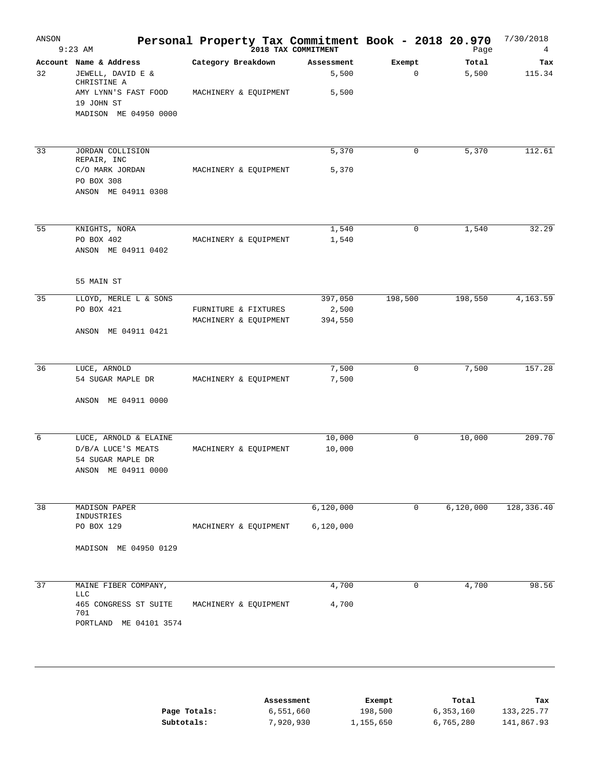# Personal Property Tax Commitment Book - 2018 20.970

ANSON 9:23 AM — 2018 TAX COMMITMENT — 7/30/2018

| Account | Name & Address | Category Breakdown | Assessment | Exempt | Total | Tax |
|---|---|---|---|---|---|---|
| 32 | JEWELL, DAVID E & CHRISTINE A | | 5,500 | 0 | 5,500 | 115.34 |
| | AMY LYNN'S FAST FOOD | MACHINERY & EQUIPMENT | 5,500 | | | |
| | 19 JOHN ST | | | | | |
| | MADISON ME 04950 0000 | | | | | |
| 33 | JORDAN COLLISION REPAIR, INC | | 5,370 | 0 | 5,370 | 112.61 |
| | C/O MARK JORDAN | MACHINERY & EQUIPMENT | 5,370 | | | |
| | PO BOX 308 | | | | | |
| | ANSON ME 04911 0308 | | | | | |
| 55 | KNIGHTS, NORA | | 1,540 | 0 | 1,540 | 32.29 |
| | PO BOX 402 | MACHINERY & EQUIPMENT | 1,540 | | | |
| | ANSON ME 04911 0402 | | | | | |
| | 55 MAIN ST | | | | | |
| 35 | LLOYD, MERLE L & SONS | | 397,050 | 198,500 | 198,550 | 4,163.59 |
| | PO BOX 421 | FURNITURE & FIXTURES | 2,500 | | | |
| | | MACHINERY & EQUIPMENT | 394,550 | | | |
| | ANSON ME 04911 0421 | | | | | |
| 36 | LUCE, ARNOLD | | 7,500 | 0 | 7,500 | 157.28 |
| | 54 SUGAR MAPLE DR | MACHINERY & EQUIPMENT | 7,500 | | | |
| | ANSON ME 04911 0000 | | | | | |
| 6 | LUCE, ARNOLD & ELAINE | | 10,000 | 0 | 10,000 | 209.70 |
| | D/B/A LUCE'S MEATS | MACHINERY & EQUIPMENT | 10,000 | | | |
| | 54 SUGAR MAPLE DR | | | | | |
| | ANSON ME 04911 0000 | | | | | |
| 38 | MADISON PAPER INDUSTRIES | | 6,120,000 | 0 | 6,120,000 | 128,336.40 |
| | PO BOX 129 | MACHINERY & EQUIPMENT | 6,120,000 | | | |
| | MADISON ME 04950 0129 | | | | | |
| 37 | MAINE FIBER COMPANY, LLC | | 4,700 | 0 | 4,700 | 98.56 |
| | 465 CONGRESS ST SUITE 701 | MACHINERY & EQUIPMENT | 4,700 | | | |
| | PORTLAND ME 04101 3574 | | | | | |

| | Assessment | Exempt | Total | Tax |
|---|---|---|---|---|
| **Page Totals:** | 6,551,660 | 198,500 | 6,353,160 | 133,225.77 |
| **Subtotals:** | 7,920,930 | 1,155,650 | 6,765,280 | 141,867.93 |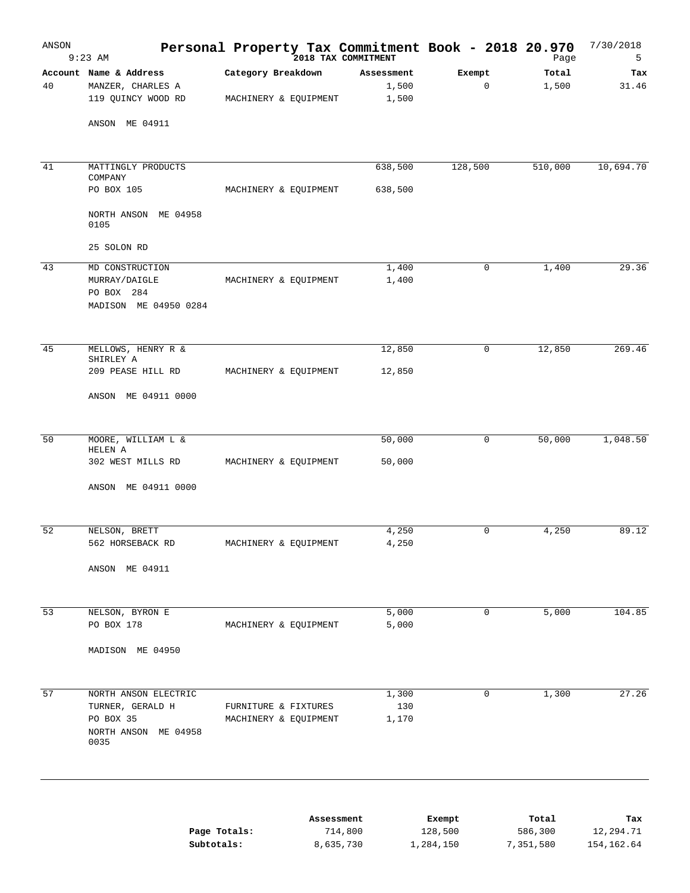# Personal Property Tax Commitment Book - 2018 20.970

ANSON
9:23 AM
2018 TAX COMMITMENT
7/30/2018

| Account | Name & Address | Category Breakdown | Assessment | Exempt | Total | Tax |
|---|---|---|---|---|---|---|
| 40 | MANZER, CHARLES A | | 1,500 | 0 | 1,500 | 31.46 |
| | 119 QUINCY WOOD RD | MACHINERY & EQUIPMENT | 1,500 | | | |
| | ANSON ME 04911 | | | | | |
| 41 | MATTINGLY PRODUCTS COMPANY | | 638,500 | 128,500 | 510,000 | 10,694.70 |
| | PO BOX 105 | MACHINERY & EQUIPMENT | 638,500 | | | |
| | NORTH ANSON ME 04958 0105 | | | | | |
| | 25 SOLON RD | | | | | |
| 43 | MD CONSTRUCTION | | 1,400 | 0 | 1,400 | 29.36 |
| | MURRAY/DAIGLE | MACHINERY & EQUIPMENT | 1,400 | | | |
| | PO BOX 284 | | | | | |
| | MADISON ME 04950 0284 | | | | | |
| 45 | MELLOWS, HENRY R & SHIRLEY A | | 12,850 | 0 | 12,850 | 269.46 |
| | 209 PEASE HILL RD | MACHINERY & EQUIPMENT | 12,850 | | | |
| | ANSON ME 04911 0000 | | | | | |
| 50 | MOORE, WILLIAM L & HELEN A | | 50,000 | 0 | 50,000 | 1,048.50 |
| | 302 WEST MILLS RD | MACHINERY & EQUIPMENT | 50,000 | | | |
| | ANSON ME 04911 0000 | | | | | |
| 52 | NELSON, BRETT | | 4,250 | 0 | 4,250 | 89.12 |
| | 562 HORSEBACK RD | MACHINERY & EQUIPMENT | 4,250 | | | |
| | ANSON ME 04911 | | | | | |
| 53 | NELSON, BYRON E | | 5,000 | 0 | 5,000 | 104.85 |
| | PO BOX 178 | MACHINERY & EQUIPMENT | 5,000 | | | |
| | MADISON ME 04950 | | | | | |
| 57 | NORTH ANSON ELECTRIC | | 1,300 | 0 | 1,300 | 27.26 |
| | TURNER, GERALD H | FURNITURE & FIXTURES | 130 | | | |
| | PO BOX 35 | MACHINERY & EQUIPMENT | 1,170 | | | |
| | NORTH ANSON ME 04958 0035 | | | | | |

| | Assessment | Exempt | Total | Tax |
|---|---|---|---|---|
| **Page Totals:** | 714,800 | 128,500 | 586,300 | 12,294.71 |
| **Subtotals:** | 8,635,730 | 1,284,150 | 7,351,580 | 154,162.64 |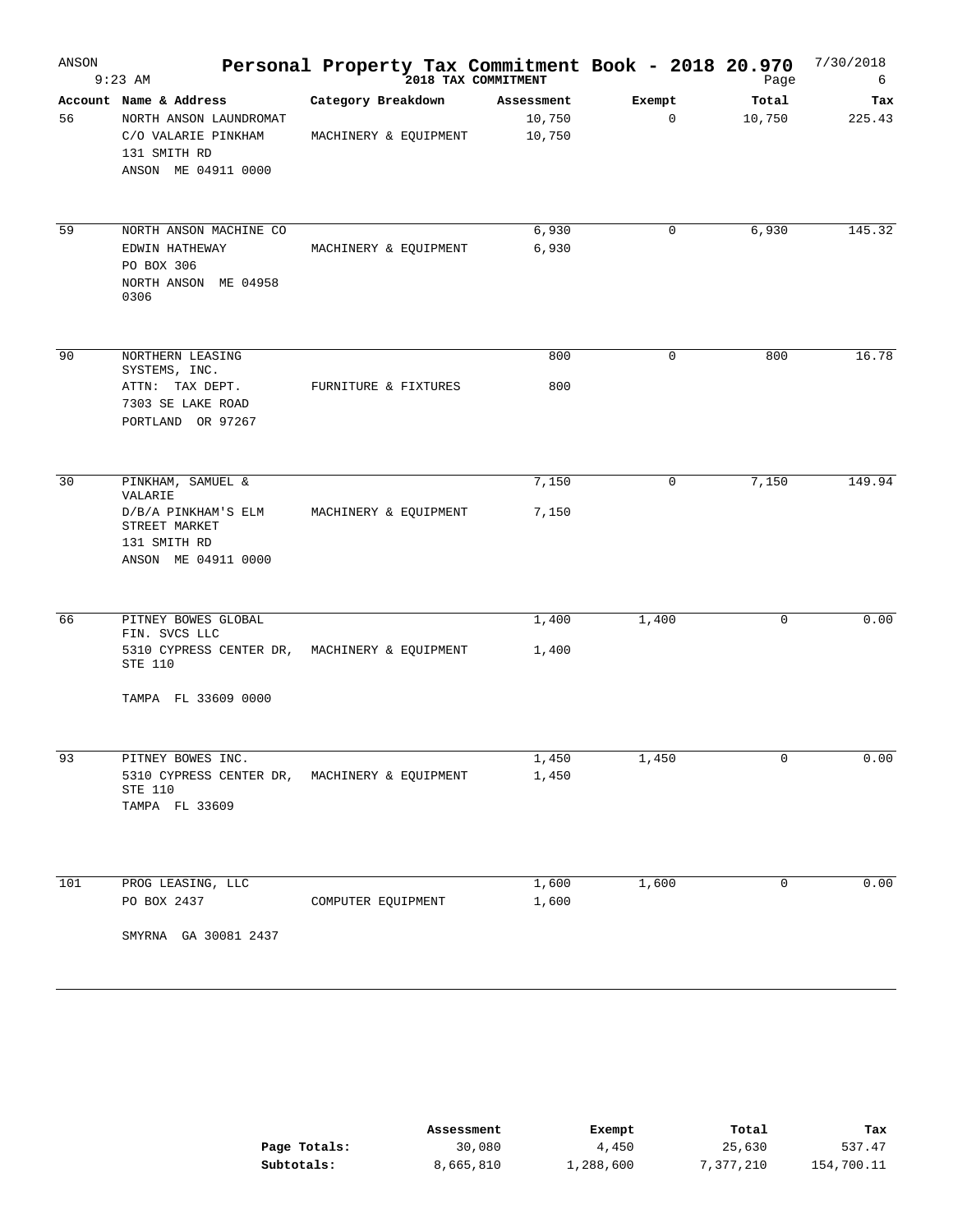# Personal Property Tax Commitment Book - 2018 20.970

ANSON — 9:23 AM — 2018 TAX COMMITMENT — 7/30/2018

| Account | Name & Address | Category Breakdown | Assessment | Exempt | Total | Tax |
|---|---|---|---|---|---|---|
| 56 | NORTH ANSON LAUNDROMAT<br>C/O VALARIE PINKHAM<br>131 SMITH RD<br>ANSON ME 04911 0000 | MACHINERY & EQUIPMENT | 10,750<br>10,750 | 0 | 10,750 | 225.43 |
| 59 | NORTH ANSON MACHINE CO<br>EDWIN HATHEWAY<br>PO BOX 306<br>NORTH ANSON ME 04958 0306 | MACHINERY & EQUIPMENT | 6,930<br>6,930 | 0 | 6,930 | 145.32 |
| 90 | NORTHERN LEASING SYSTEMS, INC.<br>ATTN: TAX DEPT.<br>7303 SE LAKE ROAD<br>PORTLAND OR 97267 | FURNITURE & FIXTURES | 800<br>800 | 0 | 800 | 16.78 |
| 30 | PINKHAM, SAMUEL & VALARIE<br>D/B/A PINKHAM'S ELM STREET MARKET<br>131 SMITH RD<br>ANSON ME 04911 0000 | MACHINERY & EQUIPMENT | 7,150<br>7,150 | 0 | 7,150 | 149.94 |
| 66 | PITNEY BOWES GLOBAL FIN. SVCS LLC<br>5310 CYPRESS CENTER DR, STE 110<br>TAMPA FL 33609 0000 | MACHINERY & EQUIPMENT | 1,400<br>1,400 | 1,400 | 0 | 0.00 |
| 93 | PITNEY BOWES INC.<br>5310 CYPRESS CENTER DR, STE 110<br>TAMPA FL 33609 | MACHINERY & EQUIPMENT | 1,450<br>1,450 | 1,450 | 0 | 0.00 |
| 101 | PROG LEASING, LLC<br>PO BOX 2437<br>SMYRNA GA 30081 2437 | COMPUTER EQUIPMENT | 1,600<br>1,600 | 1,600 | 0 | 0.00 |

| | Assessment | Exempt | Total | Tax |
|---|---|---|---|---|
| **Page Totals:** | 30,080 | 4,450 | 25,630 | 537.47 |
| **Subtotals:** | 8,665,810 | 1,288,600 | 7,377,210 | 154,700.11 |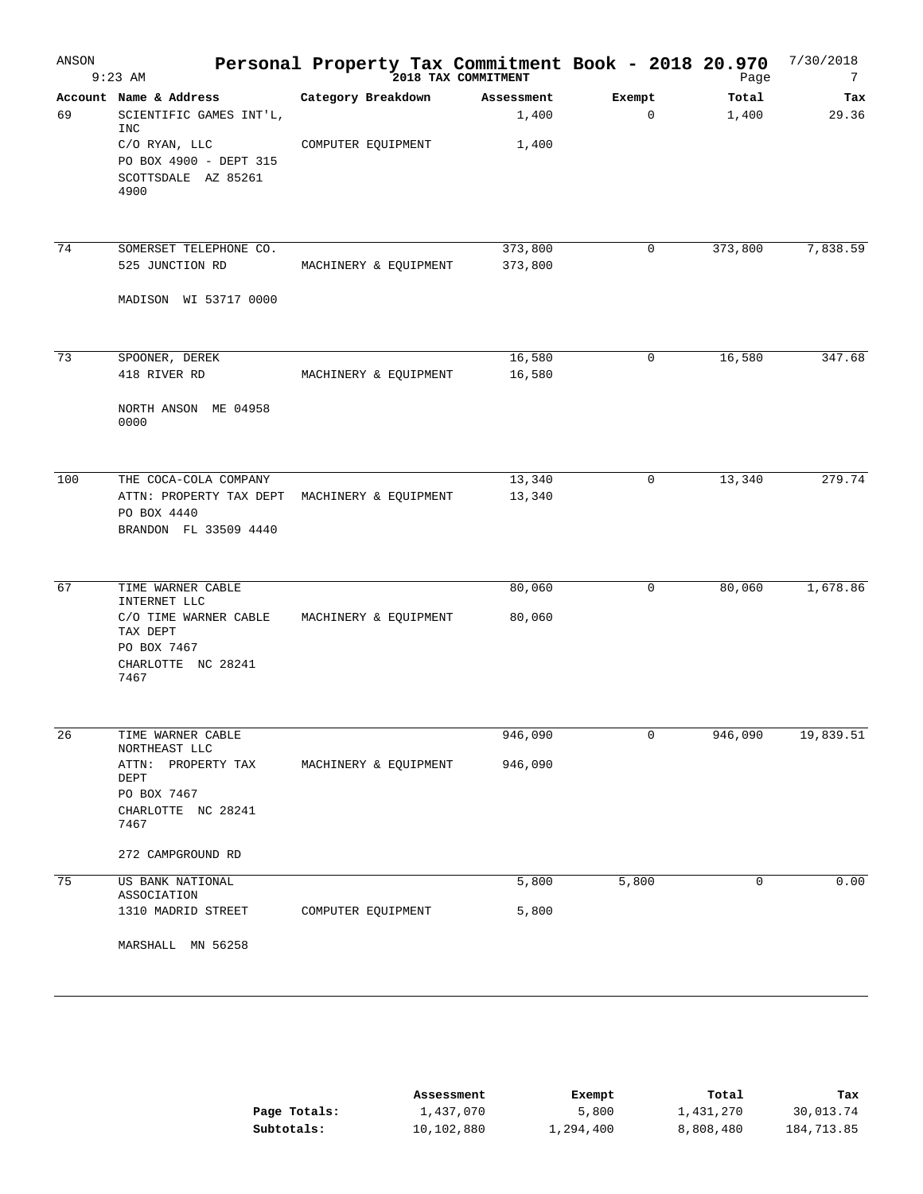# Personal Property Tax Commitment Book - 2018 20.970

ANSON 9:23 AM — 2018 TAX COMMITMENT — 7/30/2018

| Account | Name & Address | Category Breakdown | Assessment | Exempt | Total | Tax |
|---|---|---|---|---|---|---|
| 69 | SCIENTIFIC GAMES INT'L, INC | | 1,400 | 0 | 1,400 | 29.36 |
| | C/O RYAN, LLC | COMPUTER EQUIPMENT | 1,400 | | | |
| | PO BOX 4900 - DEPT 315 | | | | | |
| | SCOTTSDALE AZ 85261 4900 | | | | | |
| 74 | SOMERSET TELEPHONE CO. | | 373,800 | 0 | 373,800 | 7,838.59 |
| | 525 JUNCTION RD | MACHINERY & EQUIPMENT | 373,800 | | | |
| | MADISON WI 53717 0000 | | | | | |
| 73 | SPOONER, DEREK | | 16,580 | 0 | 16,580 | 347.68 |
| | 418 RIVER RD | MACHINERY & EQUIPMENT | 16,580 | | | |
| | NORTH ANSON ME 04958 0000 | | | | | |
| 100 | THE COCA-COLA COMPANY | | 13,340 | 0 | 13,340 | 279.74 |
| | ATTN: PROPERTY TAX DEPT | MACHINERY & EQUIPMENT | 13,340 | | | |
| | PO BOX 4440 | | | | | |
| | BRANDON FL 33509 4440 | | | | | |
| 67 | TIME WARNER CABLE INTERNET LLC | | 80,060 | 0 | 80,060 | 1,678.86 |
| | C/O TIME WARNER CABLE TAX DEPT | MACHINERY & EQUIPMENT | 80,060 | | | |
| | PO BOX 7467 | | | | | |
| | CHARLOTTE NC 28241 7467 | | | | | |
| 26 | TIME WARNER CABLE NORTHEAST LLC | | 946,090 | 0 | 946,090 | 19,839.51 |
| | ATTN: PROPERTY TAX DEPT | MACHINERY & EQUIPMENT | 946,090 | | | |
| | PO BOX 7467 | | | | | |
| | CHARLOTTE NC 28241 7467 | | | | | |
| | 272 CAMPGROUND RD | | | | | |
| 75 | US BANK NATIONAL ASSOCIATION | | 5,800 | 5,800 | 0 | 0.00 |
| | 1310 MADRID STREET | COMPUTER EQUIPMENT | 5,800 | | | |
| | MARSHALL MN 56258 | | | | | |

| | Assessment | Exempt | Total | Tax |
|---|---|---|---|---|
| **Page Totals:** | 1,437,070 | 5,800 | 1,431,270 | 30,013.74 |
| **Subtotals:** | 10,102,880 | 1,294,400 | 8,808,480 | 184,713.85 |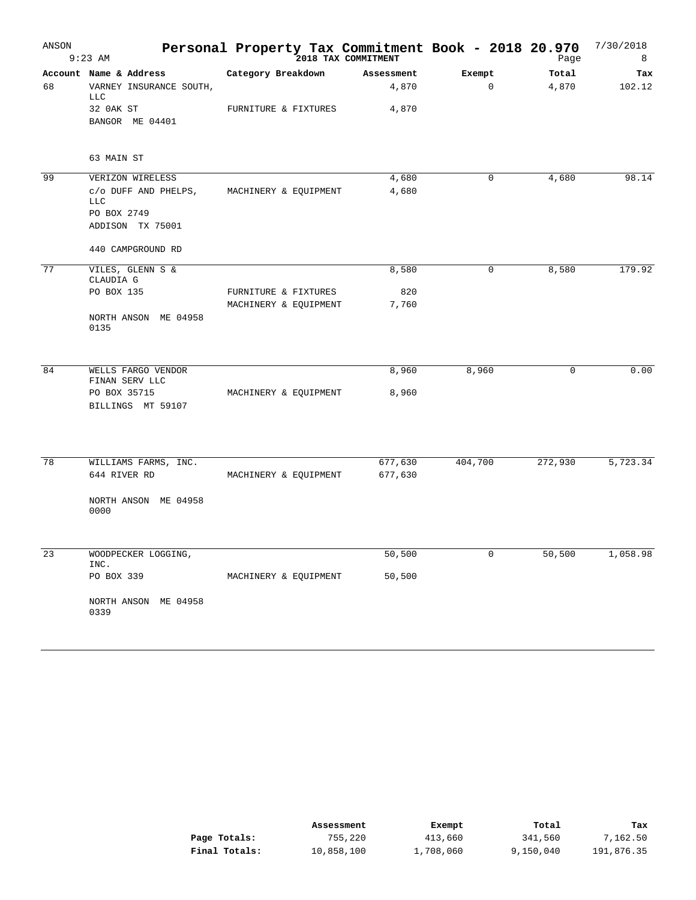# Personal Property Tax Commitment Book - 2018 20.970

ANSON 9:23 AM — 2018 TAX COMMITMENT — 7/30/2018

| Account | Name & Address | Category Breakdown | Assessment | Exempt | Total | Tax |
|---|---|---|---|---|---|---|
| 68 | VARNEY INSURANCE SOUTH, LLC | | 4,870 | 0 | 4,870 | 102.12 |
| | 32 0AK ST | FURNITURE & FIXTURES | 4,870 | | | |
| | BANGOR ME 04401 | | | | | |
| | 63 MAIN ST | | | | | |
| 99 | VERIZON WIRELESS | | 4,680 | 0 | 4,680 | 98.14 |
| | c/o DUFF AND PHELPS, LLC | MACHINERY & EQUIPMENT | 4,680 | | | |
| | PO BOX 2749 | | | | | |
| | ADDISON TX 75001 | | | | | |
| | 440 CAMPGROUND RD | | | | | |
| 77 | VILES, GLENN S & CLAUDIA G | | 8,580 | 0 | 8,580 | 179.92 |
| | PO BOX 135 | FURNITURE & FIXTURES | 820 | | | |
| | | MACHINERY & EQUIPMENT | 7,760 | | | |
| | NORTH ANSON ME 04958 0135 | | | | | |
| 84 | WELLS FARGO VENDOR FINAN SERV LLC | | 8,960 | 8,960 | 0 | 0.00 |
| | PO BOX 35715 | MACHINERY & EQUIPMENT | 8,960 | | | |
| | BILLINGS MT 59107 | | | | | |
| 78 | WILLIAMS FARMS, INC. | | 677,630 | 404,700 | 272,930 | 5,723.34 |
| | 644 RIVER RD | MACHINERY & EQUIPMENT | 677,630 | | | |
| | NORTH ANSON ME 04958 0000 | | | | | |
| 23 | WOODPECKER LOGGING, INC. | | 50,500 | 0 | 50,500 | 1,058.98 |
| | PO BOX 339 | MACHINERY & EQUIPMENT | 50,500 | | | |
| | NORTH ANSON ME 04958 0339 | | | | | |

| | Assessment | Exempt | Total | Tax |
|---|---|---|---|---|
| **Page Totals:** | 755,220 | 413,660 | 341,560 | 7,162.50 |
| **Final Totals:** | 10,858,100 | 1,708,060 | 9,150,040 | 191,876.35 |